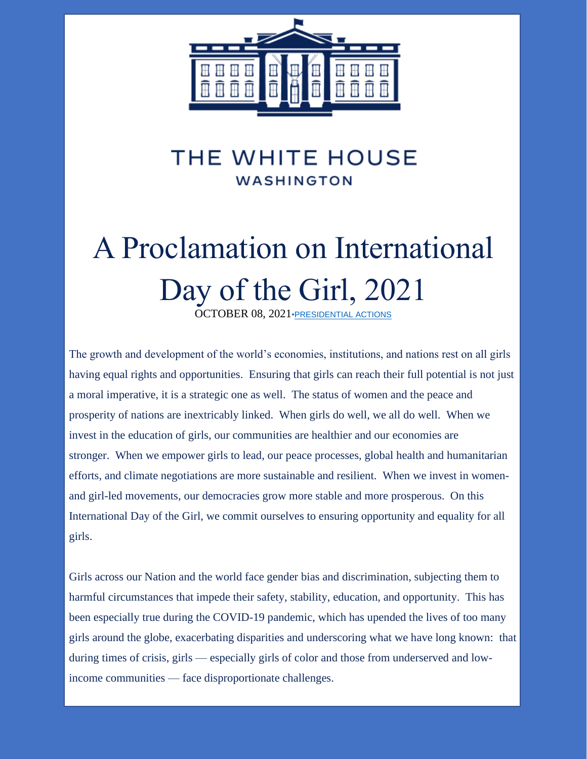THE WHITE HOUSE
WASHINGTON

# A Proclamation on International Day of the Girl, 2021

OCTOBER 08, 2021•PRESIDENTIAL ACTIONS

The growth and development of the world's economies, institutions, and nations rest on all girls having equal rights and opportunities. Ensuring that girls can reach their full potential is not just a moral imperative, it is a strategic one as well. The status of women and the peace and prosperity of nations are inextricably linked. When girls do well, we all do well. When we invest in the education of girls, our communities are healthier and our economies are stronger. When we empower girls to lead, our peace processes, global health and humanitarian efforts, and climate negotiations are more sustainable and resilient. When we invest in women- and girl-led movements, our democracies grow more stable and more prosperous. On this International Day of the Girl, we commit ourselves to ensuring opportunity and equality for all girls.

Girls across our Nation and the world face gender bias and discrimination, subjecting them to harmful circumstances that impede their safety, stability, education, and opportunity. This has been especially true during the COVID-19 pandemic, which has upended the lives of too many girls around the globe, exacerbating disparities and underscoring what we have long known: that during times of crisis, girls — especially girls of color and those from underserved and low-income communities — face disproportionate challenges.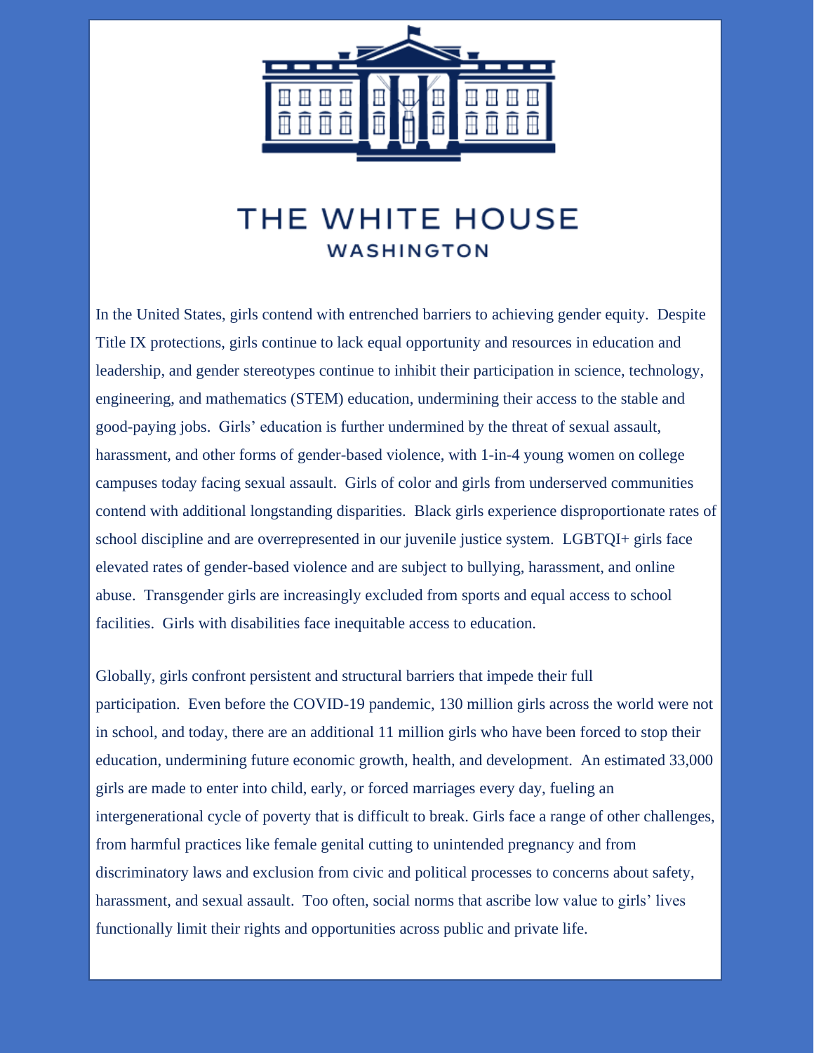# THE WHITE HOUSE

## WASHINGTON

In the United States, girls contend with entrenched barriers to achieving gender equity. Despite Title IX protections, girls continue to lack equal opportunity and resources in education and leadership, and gender stereotypes continue to inhibit their participation in science, technology, engineering, and mathematics (STEM) education, undermining their access to the stable and good-paying jobs. Girls' education is further undermined by the threat of sexual assault, harassment, and other forms of gender-based violence, with 1-in-4 young women on college campuses today facing sexual assault. Girls of color and girls from underserved communities contend with additional longstanding disparities. Black girls experience disproportionate rates of school discipline and are overrepresented in our juvenile justice system. LGBTQI+ girls face elevated rates of gender-based violence and are subject to bullying, harassment, and online abuse. Transgender girls are increasingly excluded from sports and equal access to school facilities. Girls with disabilities face inequitable access to education.

Globally, girls confront persistent and structural barriers that impede their full participation. Even before the COVID-19 pandemic, 130 million girls across the world were not in school, and today, there are an additional 11 million girls who have been forced to stop their education, undermining future economic growth, health, and development. An estimated 33,000 girls are made to enter into child, early, or forced marriages every day, fueling an intergenerational cycle of poverty that is difficult to break. Girls face a range of other challenges, from harmful practices like female genital cutting to unintended pregnancy and from discriminatory laws and exclusion from civic and political processes to concerns about safety, harassment, and sexual assault. Too often, social norms that ascribe low value to girls' lives functionally limit their rights and opportunities across public and private life.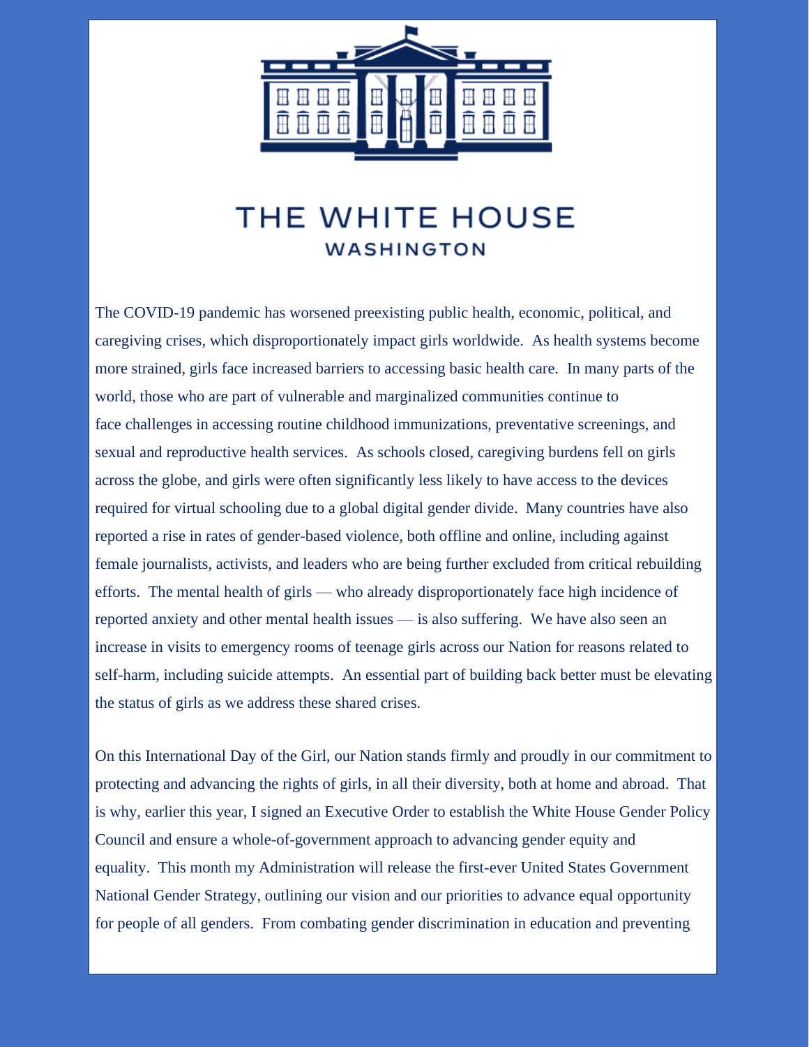# THE WHITE HOUSE

## WASHINGTON

The COVID-19 pandemic has worsened preexisting public health, economic, political, and caregiving crises, which disproportionately impact girls worldwide. As health systems become more strained, girls face increased barriers to accessing basic health care. In many parts of the world, those who are part of vulnerable and marginalized communities continue to face challenges in accessing routine childhood immunizations, preventative screenings, and sexual and reproductive health services. As schools closed, caregiving burdens fell on girls across the globe, and girls were often significantly less likely to have access to the devices required for virtual schooling due to a global digital gender divide. Many countries have also reported a rise in rates of gender-based violence, both offline and online, including against female journalists, activists, and leaders who are being further excluded from critical rebuilding efforts. The mental health of girls — who already disproportionately face high incidence of reported anxiety and other mental health issues — is also suffering. We have also seen an increase in visits to emergency rooms of teenage girls across our Nation for reasons related to self-harm, including suicide attempts. An essential part of building back better must be elevating the status of girls as we address these shared crises.

On this International Day of the Girl, our Nation stands firmly and proudly in our commitment to protecting and advancing the rights of girls, in all their diversity, both at home and abroad. That is why, earlier this year, I signed an Executive Order to establish the White House Gender Policy Council and ensure a whole-of-government approach to advancing gender equity and equality. This month my Administration will release the first-ever United States Government National Gender Strategy, outlining our vision and our priorities to advance equal opportunity for people of all genders. From combating gender discrimination in education and preventing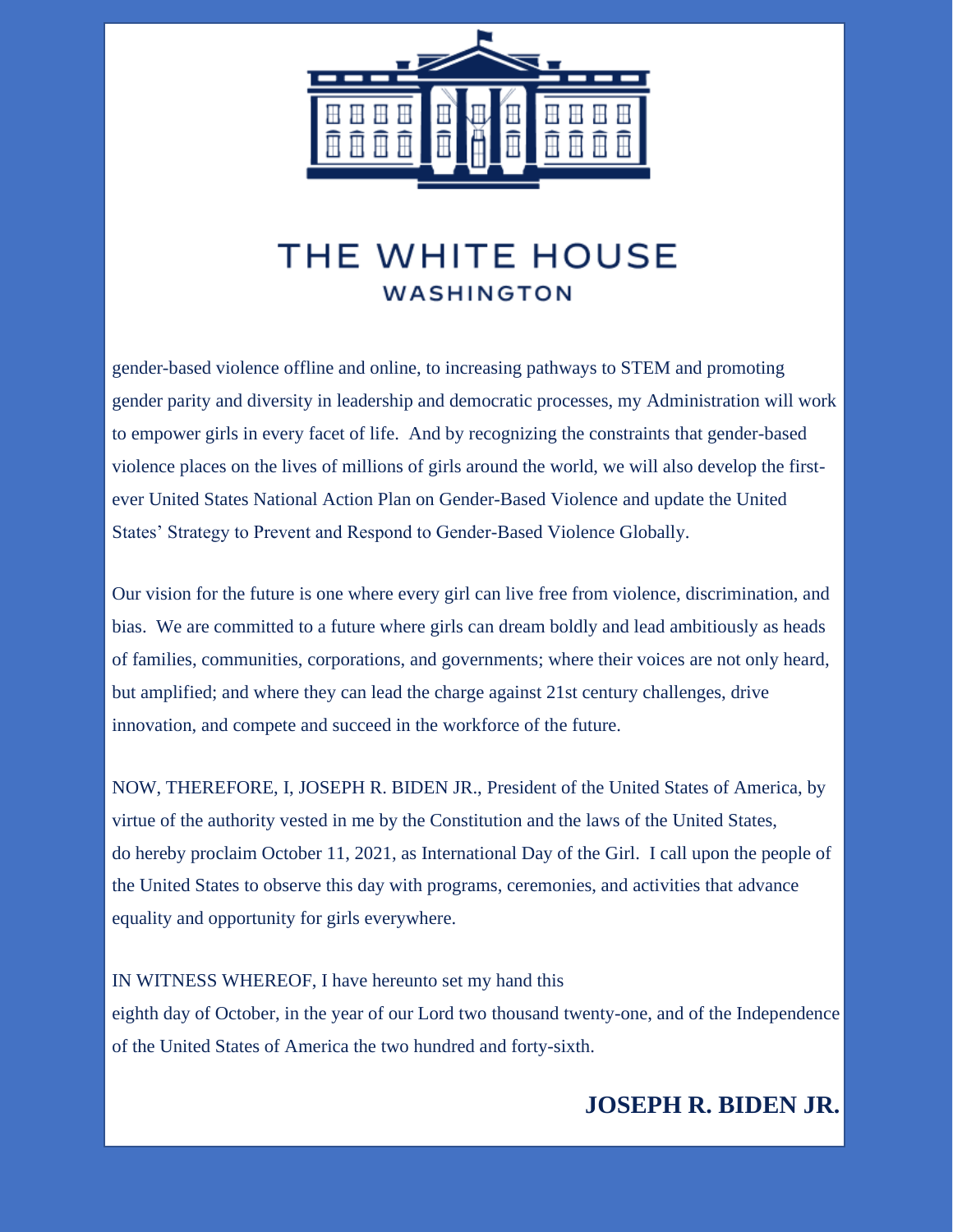# THE WHITE HOUSE

## WASHINGTON

gender-based violence offline and online, to increasing pathways to STEM and promoting gender parity and diversity in leadership and democratic processes, my Administration will work to empower girls in every facet of life. And by recognizing the constraints that gender-based violence places on the lives of millions of girls around the world, we will also develop the first-ever United States National Action Plan on Gender-Based Violence and update the United States' Strategy to Prevent and Respond to Gender-Based Violence Globally.

Our vision for the future is one where every girl can live free from violence, discrimination, and bias. We are committed to a future where girls can dream boldly and lead ambitiously as heads of families, communities, corporations, and governments; where their voices are not only heard, but amplified; and where they can lead the charge against 21st century challenges, drive innovation, and compete and succeed in the workforce of the future.

NOW, THEREFORE, I, JOSEPH R. BIDEN JR., President of the United States of America, by virtue of the authority vested in me by the Constitution and the laws of the United States, do hereby proclaim October 11, 2021, as International Day of the Girl. I call upon the people of the United States to observe this day with programs, ceremonies, and activities that advance equality and opportunity for girls everywhere.

IN WITNESS WHEREOF, I have hereunto set my hand this eighth day of October, in the year of our Lord two thousand twenty-one, and of the Independence of the United States of America the two hundred and forty-sixth.

**JOSEPH R. BIDEN JR.**